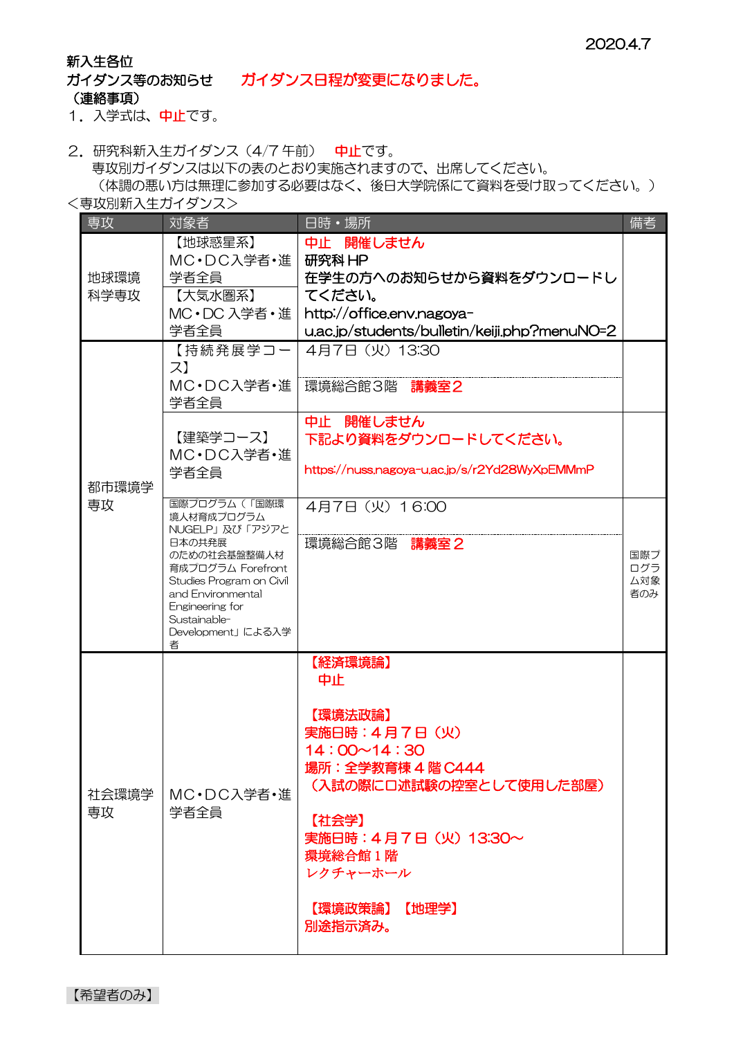2020.4.7

新入生各位

ガイダンス等のお知らせ　　ガイダンス日程が変更になりました。

（連絡事項）

1．入学式は、中止です。

2．研究科新入生ガイダンス（4/7 午前）　中止です。

専攻別ガイダンスは以下の表のとおり実施されますので、出席してください。

（体調の悪い方は無理に参加する必要はなく、後日大学院係にて資料を受け取ってください。）

＜専攻別新入生ガイダンス＞

| 専攻 | 対象者 | 日時・場所 | 備考 |
|---|---|---|---|
| 地球環境科学専攻 | 【地球惑星系】MC・DC入学者・進学者全員<br>【大気水圏系】MC・DC 入学者・進学者全員 | 中止　開催しません<br>研究科 HP<br>在学生の方へのお知らせから資料をダウンロードしてください。<br>http://office.env.nagoya-u.ac.jp/students/bulletin/keiji.php?menuNO=2 | |
| 都市環境学専攻 | 【持続発展学コース】MC・DC入学者・進学者全員 | 4月7日（火）13:30<br>環境総合館3階　講義室2 | |
| | 【建築学コース】MC・DC入学者・進学者全員 | 中止　開催しません<br>下記より資料をダウンロードしてください。<br>https://nuss.nagoya-u.ac.jp/s/r2Yd28WyXpEMMmP | |
| | 国際プログラム（「国際環境人材育成プログラム NUGELP」及び「アジアと日本の共発展のための社会基盤整備人材育成プログラム Forefront Studies Program on Civil and Environmental Engineering for Sustainable-Development」による入学者 | 4月7日（火）16:00<br>環境総合館3階　講義室2 | 国際プログラム対象者のみ |
| 社会環境学専攻 | MC・DC入学者・進学者全員 | 【経済環境論】<br>中止<br><br>【環境法政論】<br>実施日時：4月7日（火）<br>14：00～14：30<br>場所：全学教育棟4階 C444<br>（入試の際に口述試験の控室として使用した部屋）<br><br>【社会学】<br>実施日時：4月7日（火）13:30～<br>環境総合館1階<br>レクチャーホール<br><br>【環境政策論】【地理学】<br>別途指示済み。 | |

【希望者のみ】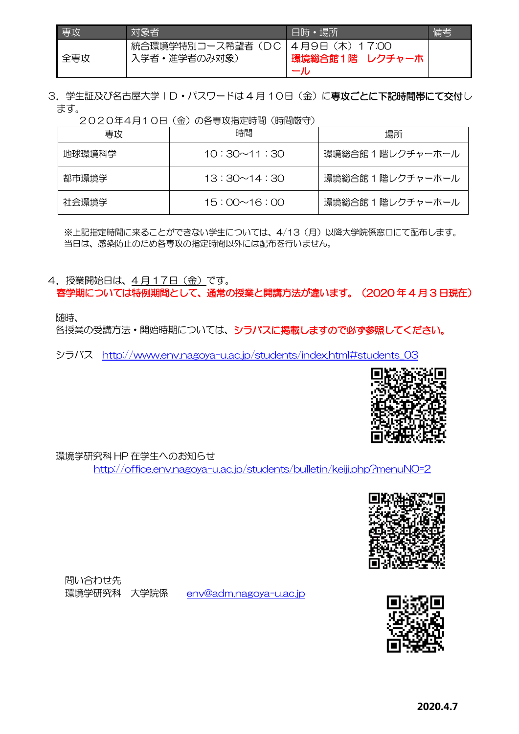| 専攻 | 対象者 | 日時・場所 | 備考 |
|---|---|---|---|
| 全専攻 | 統合環境学特別コース希望者（DC入学者・進学者のみ対象） | ４月９日（木）１７:00 **環境総合館１階　レクチャーホール** | |

3．学生証及び名古屋大学ＩＤ・パスワードは４月１０日（金）に**専攻ごとに下記時間帯にて交付**します。

２０２０年4月１０日（金）の各専攻指定時間（時間厳守）

| 専攻 | 時間 | 場所 |
|---|---|---|
| 地球環境科学 | 10：30～11：30 | 環境総合館１階レクチャーホール |
| 都市環境学 | 13：30～14：30 | 環境総合館１階レクチャーホール |
| 社会環境学 | 15：00～16：00 | 環境総合館１階レクチャーホール |

※上記指定時間に来ることができない学生については、4/13（月）以降大学院係窓口にて配布します。
当日は、感染防止のため各専攻の指定時間以外には配布を行いません。

4．授業開始日は、４月１７日（金）です。

**春学期については特例期間として、通常の授業と開講方法が違います。（2020 年４月３日現在）**

随時、
各授業の受講方法・開始時期については、**シラバスに掲載しますので必ず参照してください。**

シラバス　http://www.env.nagoya-u.ac.jp/students/index.html#students_03

環境学研究科 HP 在学生へのお知らせ
http://office.env.nagoya-u.ac.jp/students/bulletin/keiji.php?menuNO=2

問い合わせ先
環境学研究科　大学院係　　env@adm.nagoya-u.ac.jp

**2020.4.7**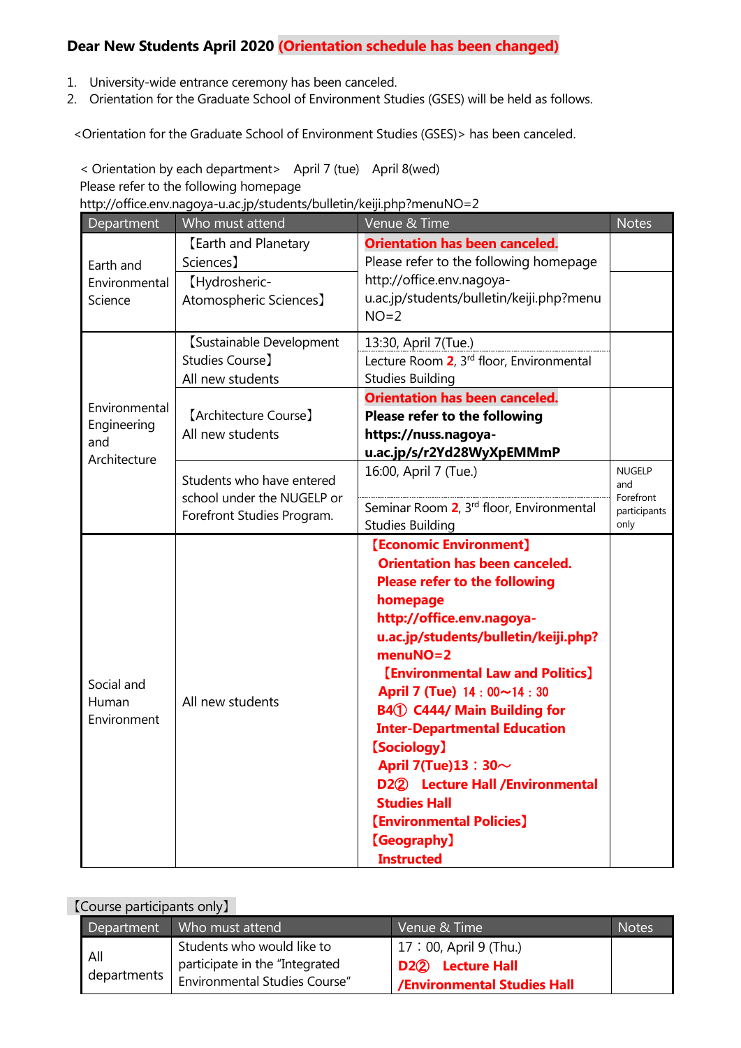**Dear New Students April 2020 (Orientation schedule has been changed)**

1. University-wide entrance ceremony has been canceled.
2. Orientation for the Graduate School of Environment Studies (GSES) will be held as follows.

<Orientation for the Graduate School of Environment Studies (GSES)> has been canceled.

< Orientation by each department> April 7 (tue) April 8(wed)
Please refer to the following homepage
http://office.env.nagoya-u.ac.jp/students/bulletin/keiji.php?menuNO=2

| Department | Who must attend | Venue & Time | Notes |
|---|---|---|---|
| Earth and Environmental Science | 【Earth and Planetary Sciences】 | **Orientation has been canceled.** Please refer to the following homepage http://office.env.nagoya-u.ac.jp/students/bulletin/keiji.php?menuNO=2 | |
| | 【Hydrosheric-Atomospheric Sciences】 | | |
| Environmental Engineering and Architecture | 【Sustainable Development Studies Course】 All new students | 13:30, April 7(Tue.) Lecture Room 2, 3rd floor, Environmental Studies Building | |
| | 【Architecture Course】 All new students | **Orientation has been canceled.** **Please refer to the following** **https://nuss.nagoya-u.ac.jp/s/r2Yd28WyXpEMMmP** | |
| | Students who have entered school under the NUGELP or Forefront Studies Program. | 16:00, April 7 (Tue.) Seminar Room 2, 3rd floor, Environmental Studies Building | NUGELP and Forefront participants only |
| Social and Human Environment | All new students | **【Economic Environment】** **Orientation has been canceled.** **Please refer to the following homepage** **http://office.env.nagoya-u.ac.jp/students/bulletin/keiji.php?menuNO=2** **【Environmental Law and Politics】** **April 7 (Tue) 14：00~14：30** **B4① C444/ Main Building for Inter-Departmental Education** **【Sociology】** **April 7(Tue)13：30~** **D2② Lecture Hall /Environmental Studies Hall** **【Environmental Policies】** **【Geography】** **Instructed** | |

【Course participants only】

| Department | Who must attend | Venue & Time | Notes |
|---|---|---|---|
| All departments | Students who would like to participate in the "Integrated Environmental Studies Course" | 17：00, April 9 (Thu.) **D2② Lecture Hall /Environmental Studies Hall** | |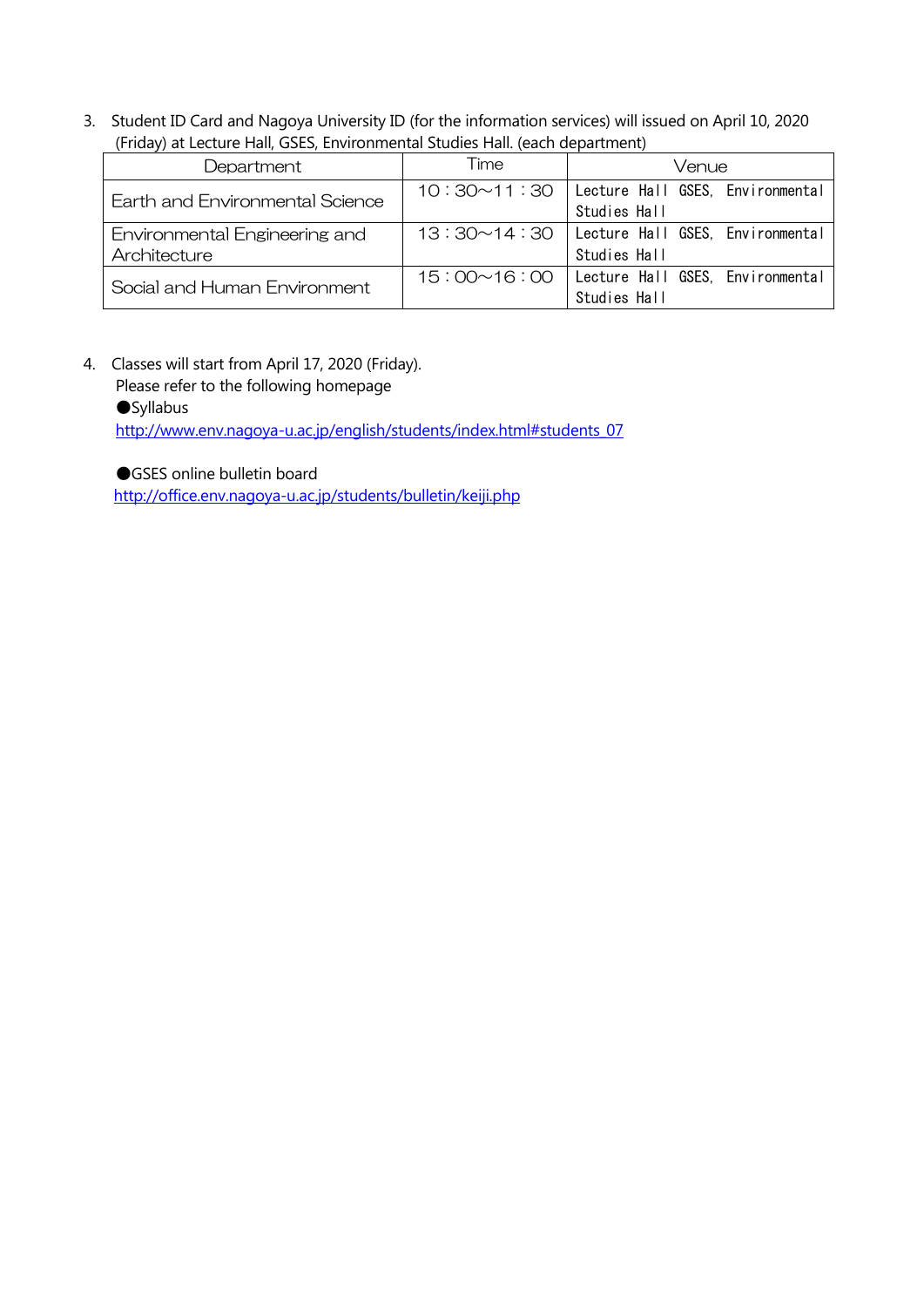3. Student ID Card and Nagoya University ID (for the information services) will issued on April 10, 2020 (Friday) at Lecture Hall, GSES, Environmental Studies Hall. (each department)

| Department | Time | Venue |
|---|---|---|
| Earth and Environmental Science | 10：30～11：30 | Lecture Hall GSES, Environmental Studies Hall |
| Environmental Engineering and Architecture | 13：30～14：30 | Lecture Hall GSES, Environmental Studies Hall |
| Social and Human Environment | 15：00～16：00 | Lecture Hall GSES, Environmental Studies Hall |

4. Classes will start from April 17, 2020 (Friday).
   Please refer to the following homepage
   ●Syllabus
   http://www.env.nagoya-u.ac.jp/english/students/index.html#students_07

   ●GSES online bulletin board
   http://office.env.nagoya-u.ac.jp/students/bulletin/keiji.php